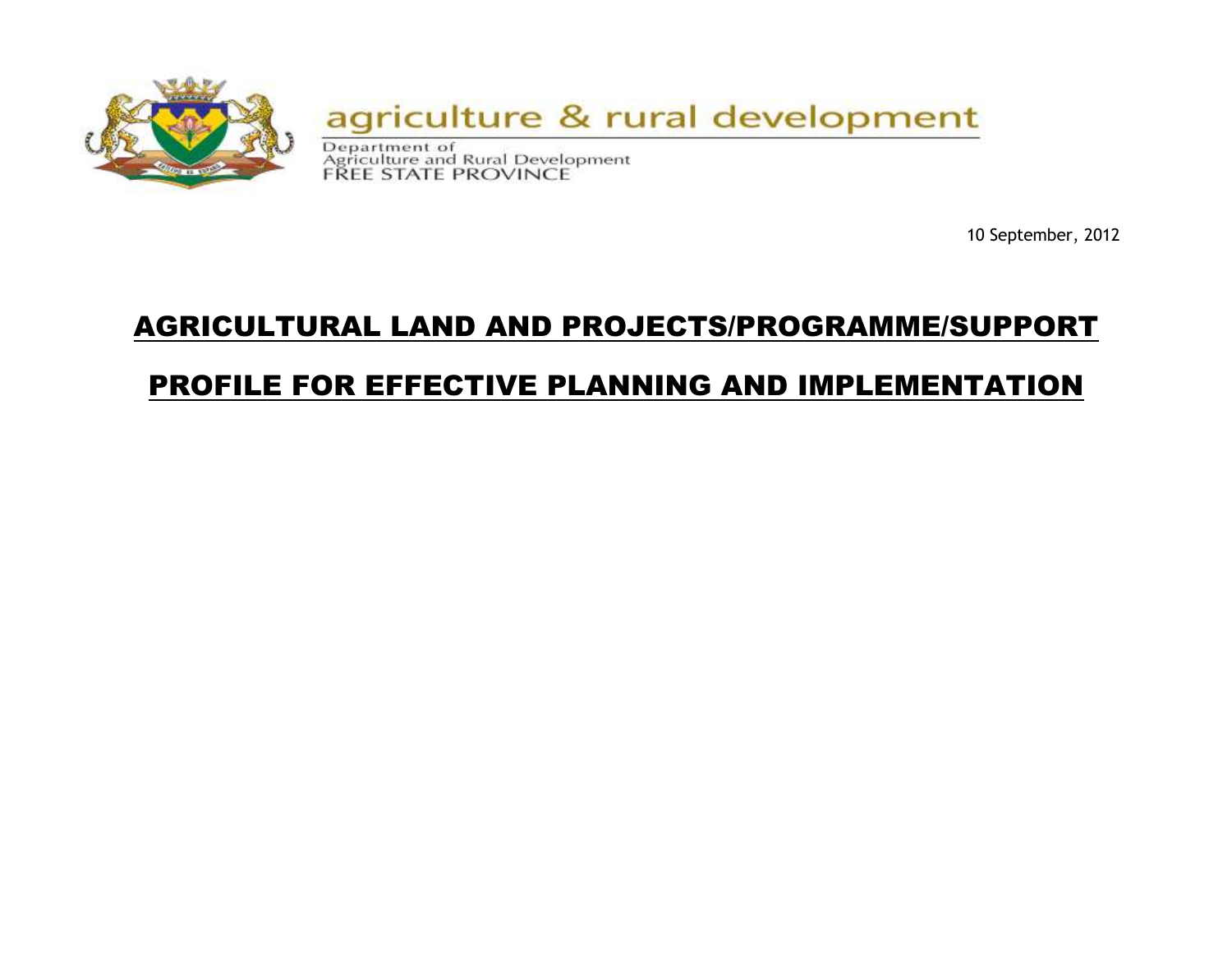agriculture & rural development

Department of
Agriculture and Rural Development
FREE STATE PROVINCE

10 September, 2012

# AGRICULTURAL LAND AND PROJECTS/PROGRAMME/SUPPORT PROFILE FOR EFFECTIVE PLANNING AND IMPLEMENTATION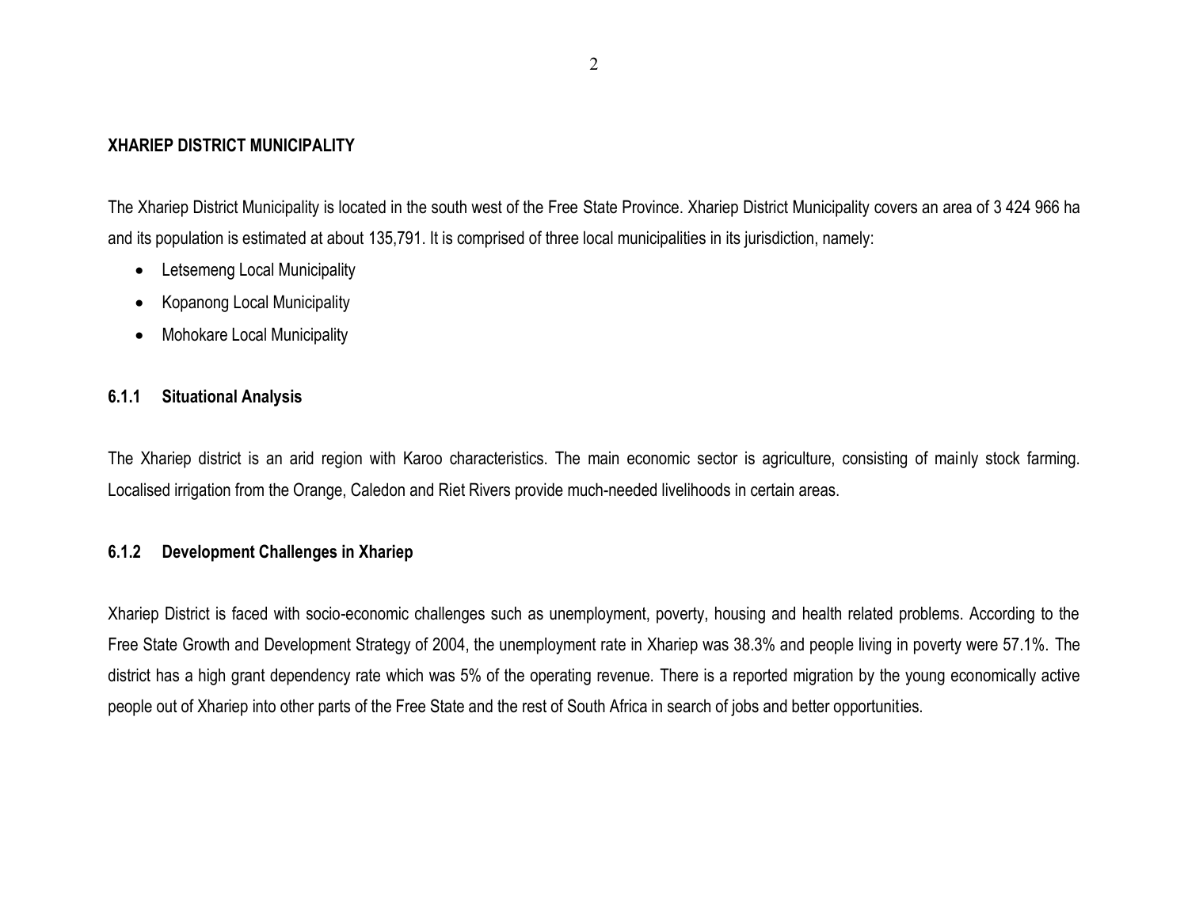## XHARIEP DISTRICT MUNICIPALITY

The Xhariep District Municipality is located in the south west of the Free State Province. Xhariep District Municipality covers an area of 3 424 966 ha and its population is estimated at about 135,791. It is comprised of three local municipalities in its jurisdiction, namely:

- Letsemeng Local Municipality
- Kopanong Local Municipality
- Mohokare Local Municipality

### 6.1.1 Situational Analysis

The Xhariep district is an arid region with Karoo characteristics. The main economic sector is agriculture, consisting of mainly stock farming. Localised irrigation from the Orange, Caledon and Riet Rivers provide much-needed livelihoods in certain areas.

### 6.1.2 Development Challenges in Xhariep

Xhariep District is faced with socio-economic challenges such as unemployment, poverty, housing and health related problems. According to the Free State Growth and Development Strategy of 2004, the unemployment rate in Xhariep was 38.3% and people living in poverty were 57.1%. The district has a high grant dependency rate which was 5% of the operating revenue. There is a reported migration by the young economically active people out of Xhariep into other parts of the Free State and the rest of South Africa in search of jobs and better opportunities.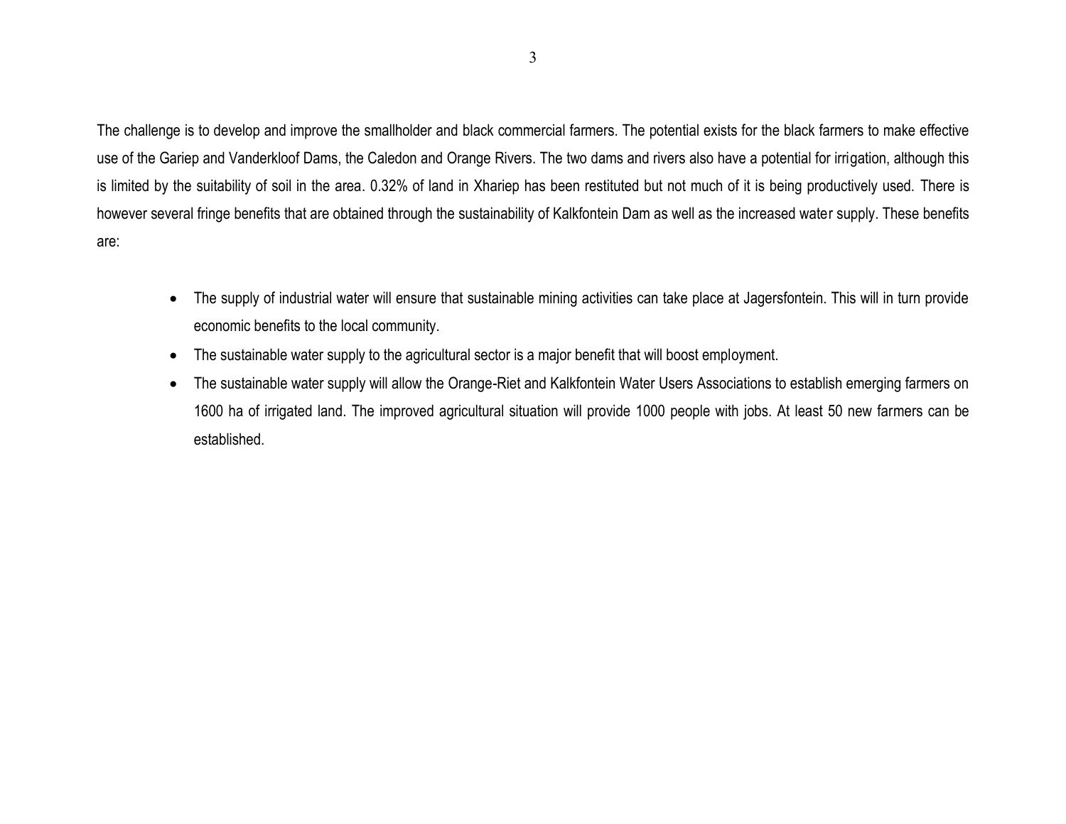The challenge is to develop and improve the smallholder and black commercial farmers. The potential exists for the black farmers to make effective use of the Gariep and Vanderkloof Dams, the Caledon and Orange Rivers. The two dams and rivers also have a potential for irrigation, although this is limited by the suitability of soil in the area. 0.32% of land in Xhariep has been restituted but not much of it is being productively used. There is however several fringe benefits that are obtained through the sustainability of Kalkfontein Dam as well as the increased water supply. These benefits are:

- The supply of industrial water will ensure that sustainable mining activities can take place at Jagersfontein. This will in turn provide economic benefits to the local community.
- The sustainable water supply to the agricultural sector is a major benefit that will boost employment.
- The sustainable water supply will allow the Orange-Riet and Kalkfontein Water Users Associations to establish emerging farmers on 1600 ha of irrigated land. The improved agricultural situation will provide 1000 people with jobs. At least 50 new farmers can be established.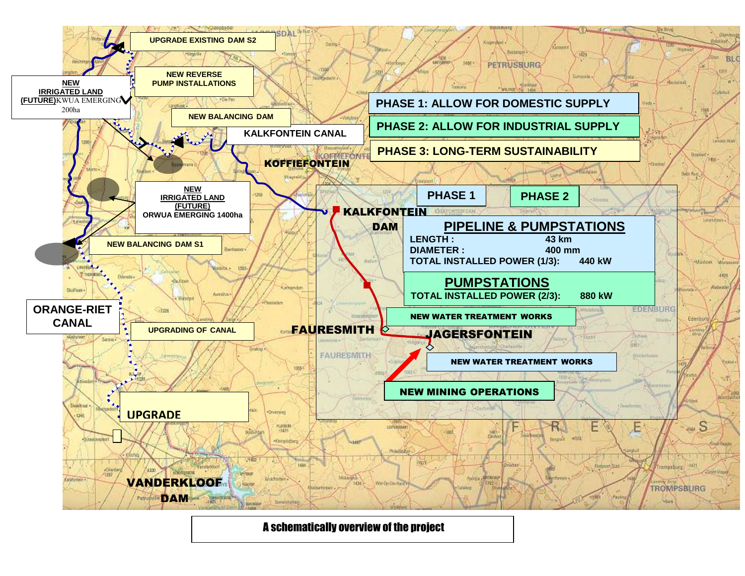UPGRADE EXISTING DAM S2

NEW REVERSE PUMP INSTALLATIONS

**NEW IRRIGATED LAND (FUTURE)** KWUA EMERGING 200ha

NEW BALANCING DAM

KALKFONTEIN CANAL

KOFFIEFONTEIN

**PHASE 1: ALLOW FOR DOMESTIC SUPPLY**

**PHASE 2: ALLOW FOR INDUSTRIAL SUPPLY**

**PHASE 3: LONG-TERM SUSTAINABILITY**

**NEW IRRIGATED LAND (FUTURE)** ORWUA EMERGING 1400ha

NEW BALANCING DAM S1

KALKFONTEIN DAM

| PHASE 1 | PHASE 2 |
|---|---|

**PIPELINE & PUMPSTATIONS**

| | |
|---|---|
| LENGTH : | 43 km |
| DIAMETER : | 400 mm |
| TOTAL INSTALLED POWER (1/3): | 440 kW |

**PUMPSTATIONS**

| | |
|---|---|
| TOTAL INSTALLED POWER (2/3): | 880 kW |

ORANGE-RIET CANAL

UPGRADING OF CANAL

FAURESMITH

NEW WATER TREATMENT WORKS

JAGERSFONTEIN

NEW WATER TREATMENT WORKS

NEW MINING OPERATIONS

UPGRADE

VANDERKLOOF DAM

A schematically overview of the project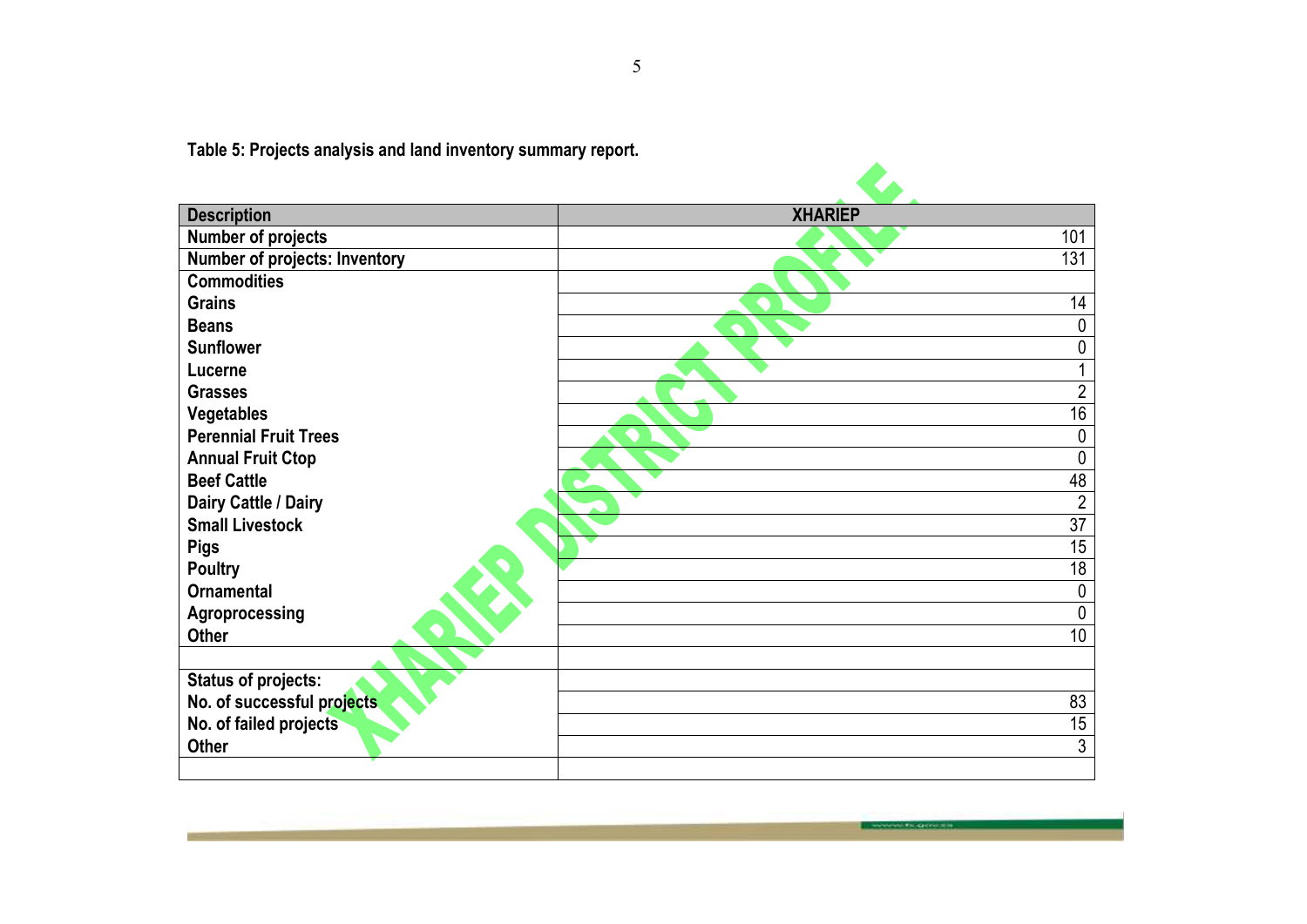**Table 5: Projects analysis and land inventory summary report.**

| Description | XHARIEP |
|---|---|
| Number of projects | 101 |
| Number of projects: Inventory | 131 |
| Commodities | |
| Grains | 14 |
| Beans | 0 |
| Sunflower | 0 |
| Lucerne | 1 |
| Grasses | 2 |
| Vegetables | 16 |
| Perennial Fruit Trees | 0 |
| Annual Fruit Ctop | 0 |
| Beef Cattle | 48 |
| Dairy Cattle / Dairy | 2 |
| Small Livestock | 37 |
| Pigs | 15 |
| Poultry | 18 |
| Ornamental | 0 |
| Agroprocessing | 0 |
| Other | 10 |
| | |
| Status of projects: | |
| No. of successful projects | 83 |
| No. of failed projects | 15 |
| Other | 3 |
| | |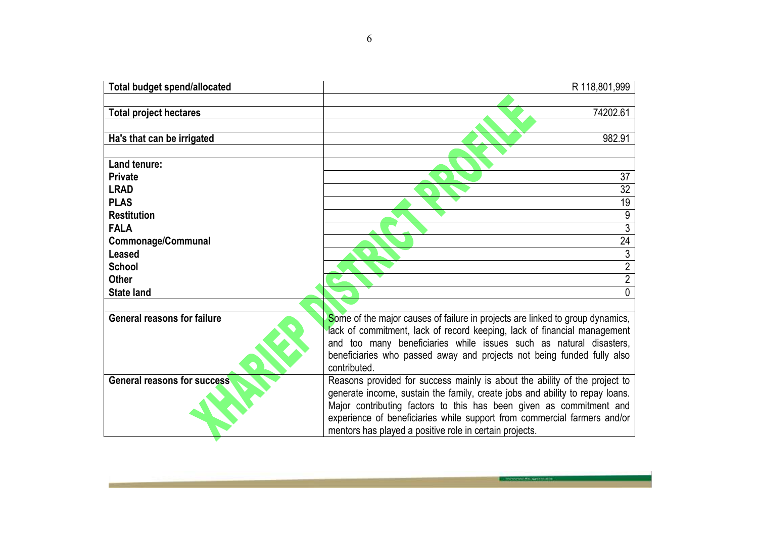| | |
|---|---|
| **Total budget spend/allocated** | R 118,801,999 |
| | |
| **Total project hectares** | 74202.61 |
| | |
| **Ha's that can be irrigated** | 982.91 |
| | |
| **Land tenure:** | |
| **Private** | 37 |
| **LRAD** | 32 |
| **PLAS** | 19 |
| **Restitution** | 9 |
| **FALA** | 3 |
| **Commonage/Communal** | 24 |
| **Leased** | 3 |
| **School** | 2 |
| **Other** | 2 |
| **State land** | 0 |
| | |
| **General reasons for failure** | Some of the major causes of failure in projects are linked to group dynamics, lack of commitment, lack of record keeping, lack of financial management and too many beneficiaries while issues such as natural disasters, beneficiaries who passed away and projects not being funded fully also contributed. |
| **General reasons for success** | Reasons provided for success mainly is about the ability of the project to generate income, sustain the family, create jobs and ability to repay loans. Major contributing factors to this has been given as commitment and experience of beneficiaries while support from commercial farmers and/or mentors has played a positive role in certain projects. |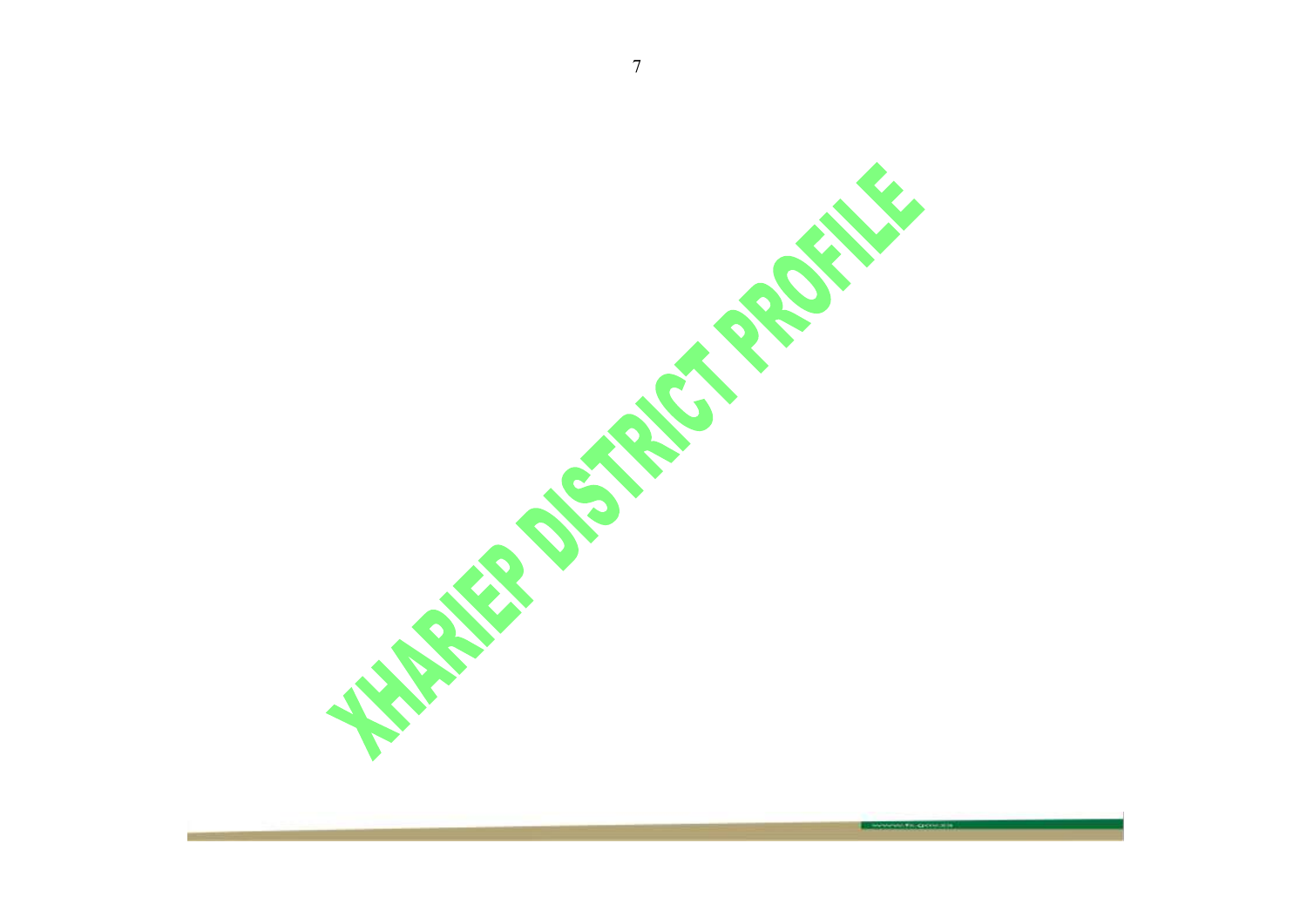# XHARIEP DISTRICT PROFILE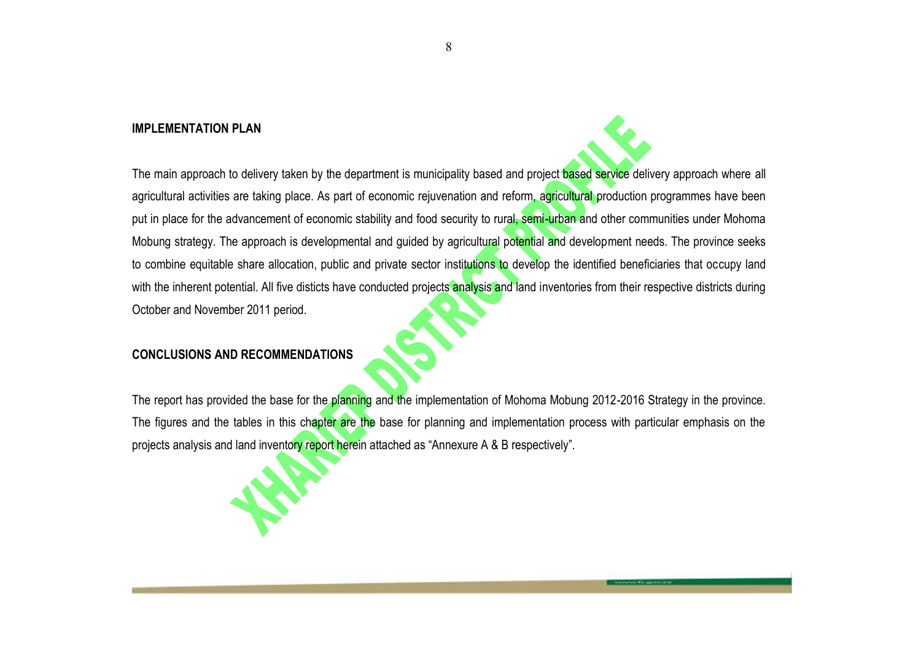**IMPLEMENTATION PLAN**

The main approach to delivery taken by the department is municipality based and project based service delivery approach where all agricultural activities are taking place. As part of economic rejuvenation and reform, agricultural production programmes have been put in place for the advancement of economic stability and food security to rural, semi-urban and other communities under Mohoma Mobung strategy. The approach is developmental and guided by agricultural potential and development needs. The province seeks to combine equitable share allocation, public and private sector institutions to develop the identified beneficiaries that occupy land with the inherent potential. All five disticts have conducted projects analysis and land inventories from their respective districts during October and November 2011 period.

**CONCLUSIONS AND RECOMMENDATIONS**

The report has provided the base for the planning and the implementation of Mohoma Mobung 2012-2016 Strategy in the province. The figures and the tables in this chapter are the base for planning and implementation process with particular emphasis on the projects analysis and land inventory report herein attached as "Annexure A & B respectively".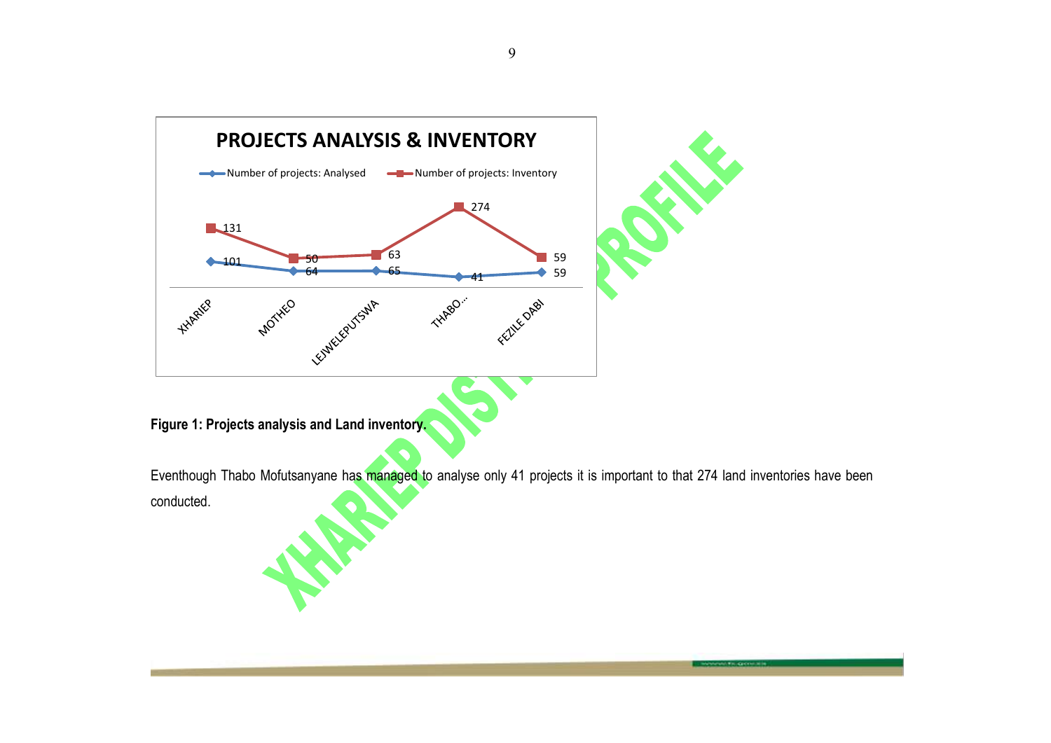**PROJECTS ANALYSIS & INVENTORY**

| | XHARIEP | MOTHEO | LEJWELEPUTSWA | THABO... | FEZILE DABI |
|---|---|---|---|---|---|
| Number of projects: Analysed | 101 | 64 | 65 | 41 | 59 |
| Number of projects: Inventory | 131 | 50 | 63 | 274 | 59 |

**Figure 1: Projects analysis and Land inventory.**

Eventhough Thabo Mofutsanyane has managed to analyse only 41 projects it is important to that 274 land inventories have been conducted.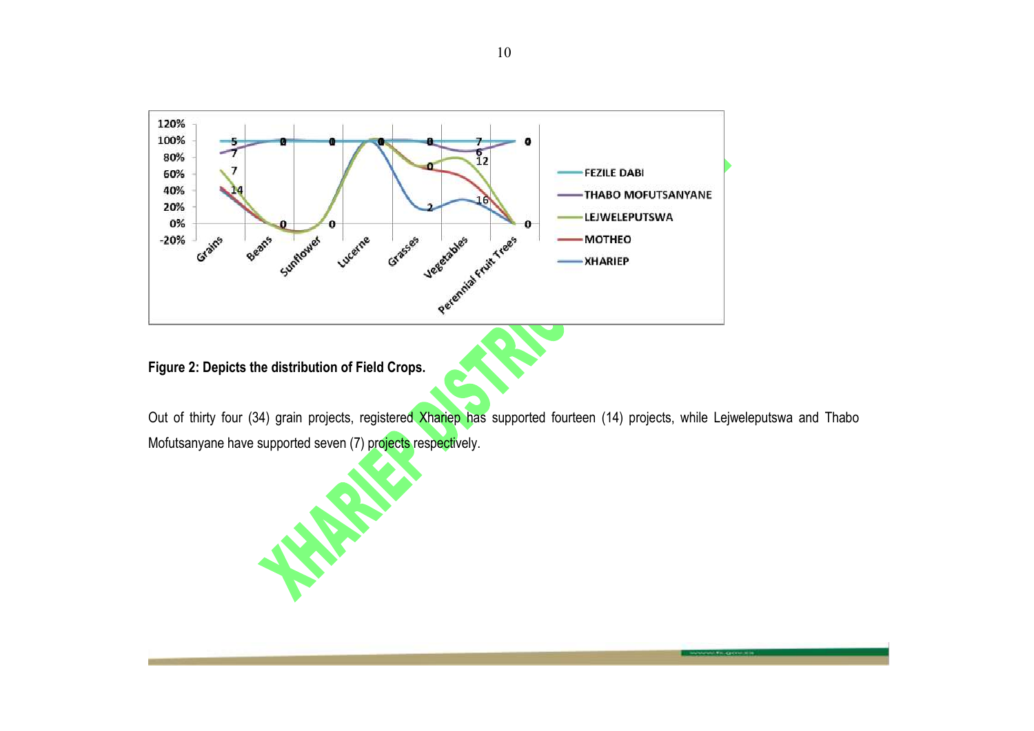**Figure 2: Depicts the distribution of Field Crops.**

Out of thirty four (34) grain projects, registered Xhariep has supported fourteen (14) projects, while Lejweleputswa and Thabo Mofutsanyane have supported seven (7) projects respectively.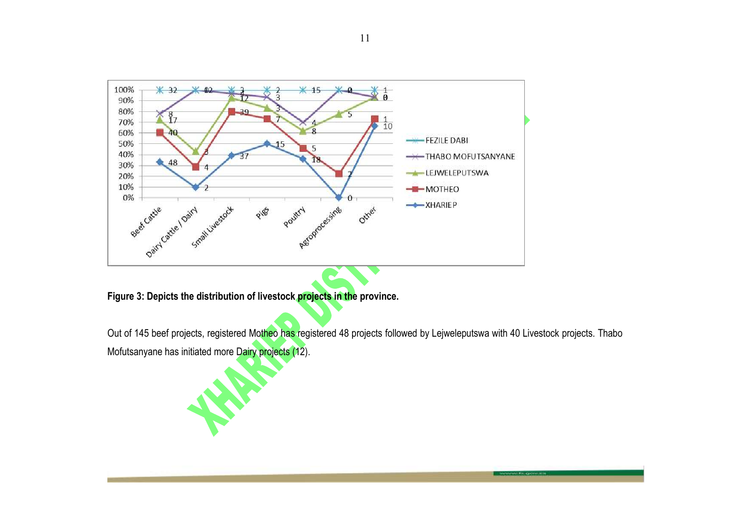| | Beef Cattle | Dairy Cattle / Dairy | Small Livestock | Pigs | Poultry | Agroprocessing | Other |
|---|---|---|---|---|---|---|---|
| FEZILE DABI | 32 | 0 | 2 | 2 | 15 | 0 | 1 |
| THABO MOFUTSANYANE | 8 | 12 | 3 | 3 | 4 | 0 | 0 |
| LEJWELEPUTSWA | 17 | 3 | 12 | 3 | 8 | 5 | 0 |
| MOTHEO | 40 | 4 | 39 | 7 | 5 | 2 | 1 |
| XHARIEP | 48 | 2 | 37 | 15 | 18 | 0 | 10 |

**Figure 3: Depicts the distribution of livestock projects in the province.**

Out of 145 beef projects, registered Motheo has registered 48 projects followed by Lejweleputswa with 40 Livestock projects. Thabo Mofutsanyane has initiated more Dairy projects (12).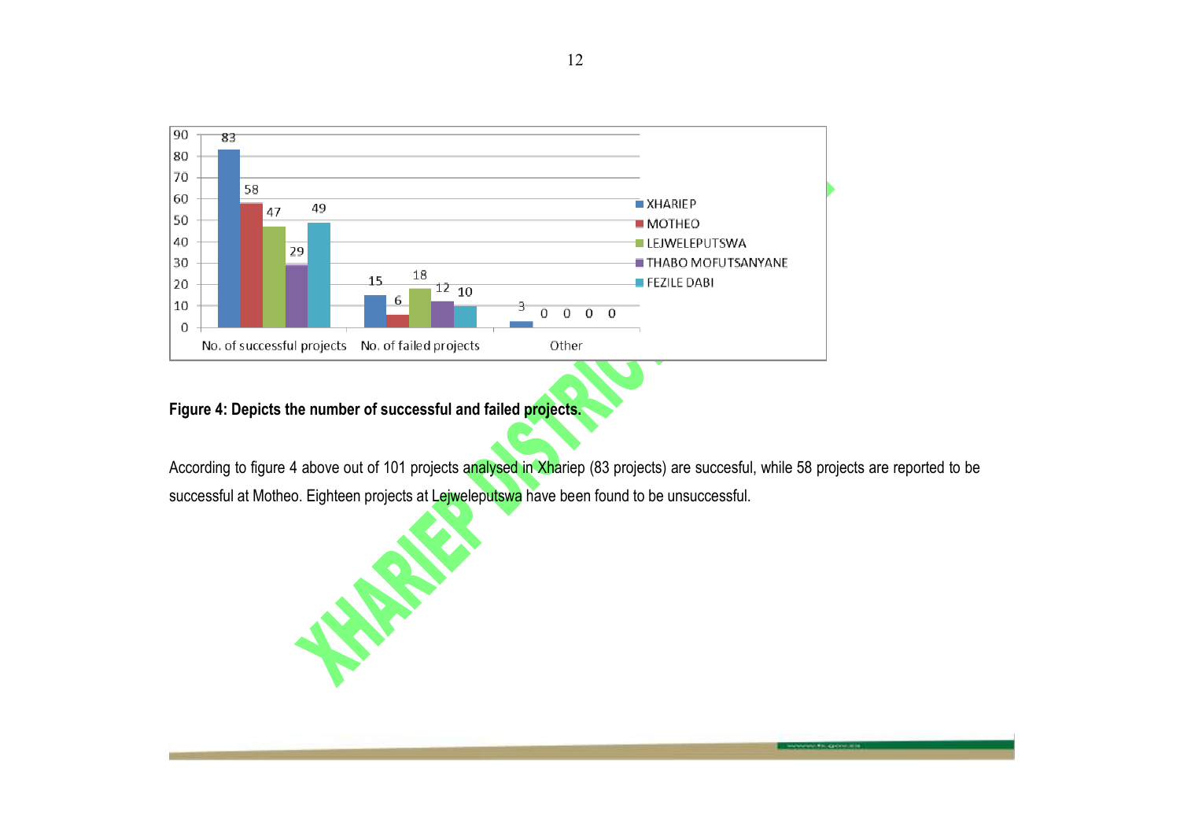| | XHARIEP | MOTHEO | LEJWELEPUTSWA | THABO MOFUTSANYANE | FEZILE DABI |
|---|---|---|---|---|---|
| No. of successful projects | 83 | 58 | 47 | 29 | 49 |
| No. of failed projects | 15 | 6 | 18 | 12 | 10 |
| Other | 3 | 0 | 0 | 0 | 0 |

**Figure 4: Depicts the number of successful and failed projects.**

According to figure 4 above out of 101 projects analysed in Xhariep (83 projects) are succesful, while 58 projects are reported to be successful at Motheo. Eighteen projects at Lejweleputswa have been found to be unsuccessful.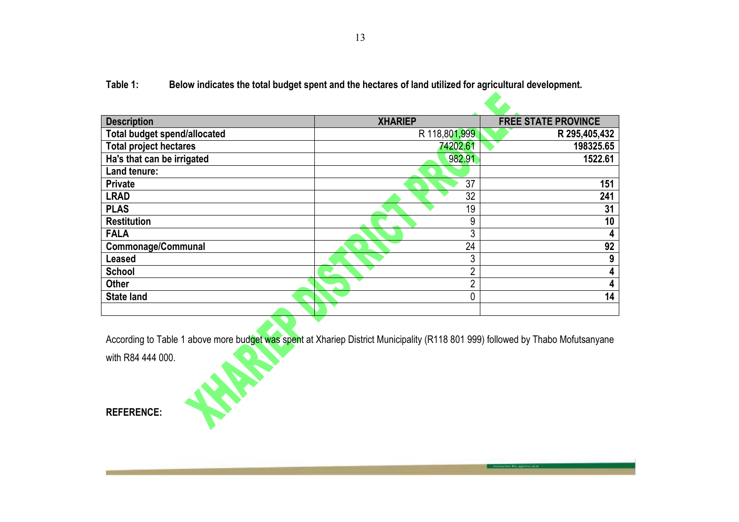**Table 1: Below indicates the total budget spent and the hectares of land utilized for agricultural development.**

| Description | XHARIEP | FREE STATE PROVINCE |
|---|---|---|
| Total budget spend/allocated | R 118,801,999 | R 295,405,432 |
| Total project hectares | 74202.61 | 198325.65 |
| Ha's that can be irrigated | 982.91 | 1522.61 |
| Land tenure: | | |
| Private | 37 | 151 |
| LRAD | 32 | 241 |
| PLAS | 19 | 31 |
| Restitution | 9 | 10 |
| FALA | 3 | 4 |
| Commonage/Communal | 24 | 92 |
| Leased | 3 | 9 |
| School | 2 | 4 |
| Other | 2 | 4 |
| State land | 0 | 14 |
| | | |

According to Table 1 above more budget was spent at Xhariep District Municipality (R118 801 999) followed by Thabo Mofutsanyane with R84 444 000.

**REFERENCE:**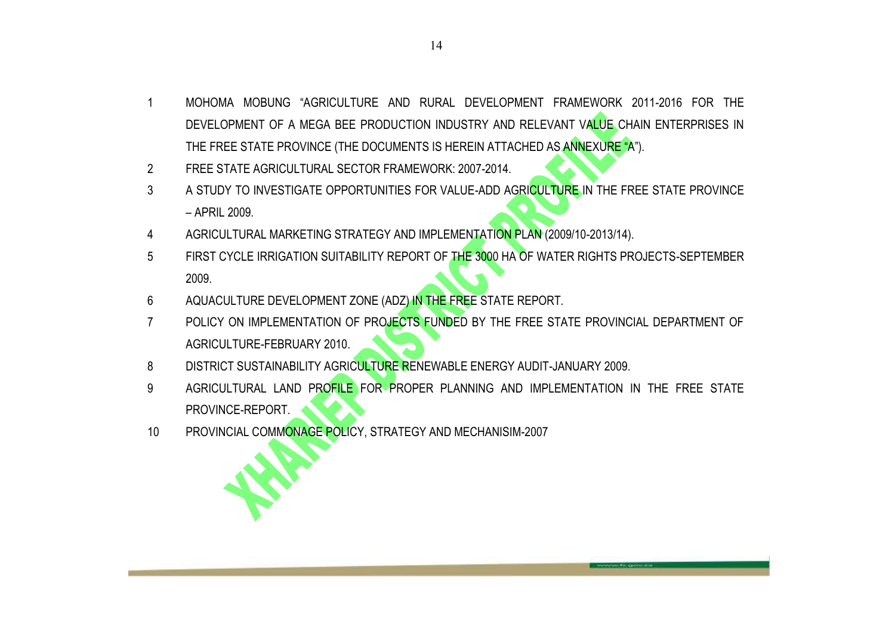1. MOHOMA MOBUNG "AGRICULTURE AND RURAL DEVELOPMENT FRAMEWORK 2011-2016 FOR THE DEVELOPMENT OF A MEGA BEE PRODUCTION INDUSTRY AND RELEVANT VALUE CHAIN ENTERPRISES IN THE FREE STATE PROVINCE (THE DOCUMENTS IS HEREIN ATTACHED AS ANNEXURE "A").
2. FREE STATE AGRICULTURAL SECTOR FRAMEWORK: 2007-2014.
3. A STUDY TO INVESTIGATE OPPORTUNITIES FOR VALUE-ADD AGRICULTURE IN THE FREE STATE PROVINCE – APRIL 2009.
4. AGRICULTURAL MARKETING STRATEGY AND IMPLEMENTATION PLAN (2009/10-2013/14).
5. FIRST CYCLE IRRIGATION SUITABILITY REPORT OF THE 3000 HA OF WATER RIGHTS PROJECTS-SEPTEMBER 2009.
6. AQUACULTURE DEVELOPMENT ZONE (ADZ) IN THE FREE STATE REPORT.
7. POLICY ON IMPLEMENTATION OF PROJECTS FUNDED BY THE FREE STATE PROVINCIAL DEPARTMENT OF AGRICULTURE-FEBRUARY 2010.
8. DISTRICT SUSTAINABILITY AGRICULTURE RENEWABLE ENERGY AUDIT-JANUARY 2009.
9. AGRICULTURAL LAND PROFILE FOR PROPER PLANNING AND IMPLEMENTATION IN THE FREE STATE PROVINCE-REPORT.
10. PROVINCIAL COMMONAGE POLICY, STRATEGY AND MECHANISIM-2007